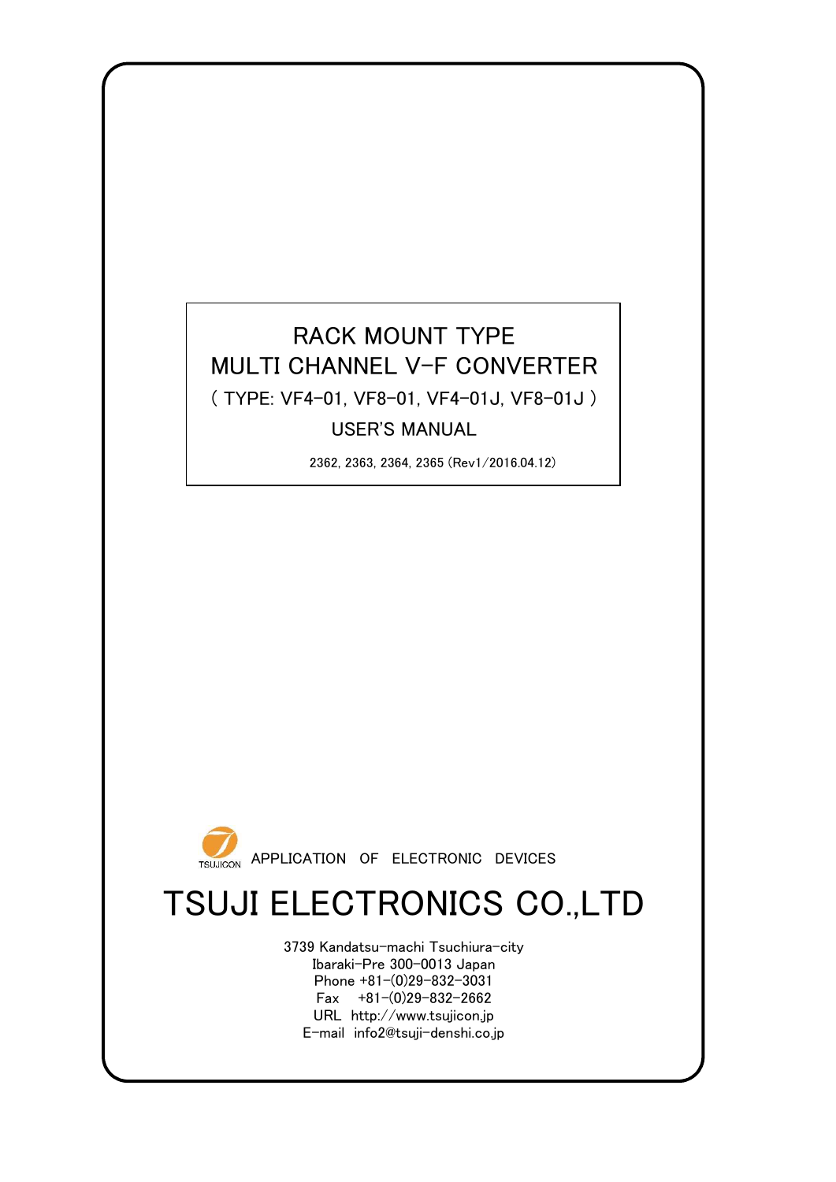# RACK MOUNT TYPE
# MULTI CHANNEL V-F CONVERTER

( TYPE: VF4-01, VF8-01, VF4-01J, VF8-01J )

USER'S MANUAL

2362, 2363, 2364, 2365 (Rev1/2016.04.12)

TSUJICON APPLICATION OF ELECTRONIC DEVICES

# TSUJI ELECTRONICS CO.,LTD

3739 Kandatsu-machi Tsuchiura-city
Ibaraki-Pre 300-0013 Japan
Phone +81-(0)29-832-3031
Fax +81-(0)29-832-2662
URL http://www.tsujicon.jp
E-mail info2@tsuji-denshi.co.jp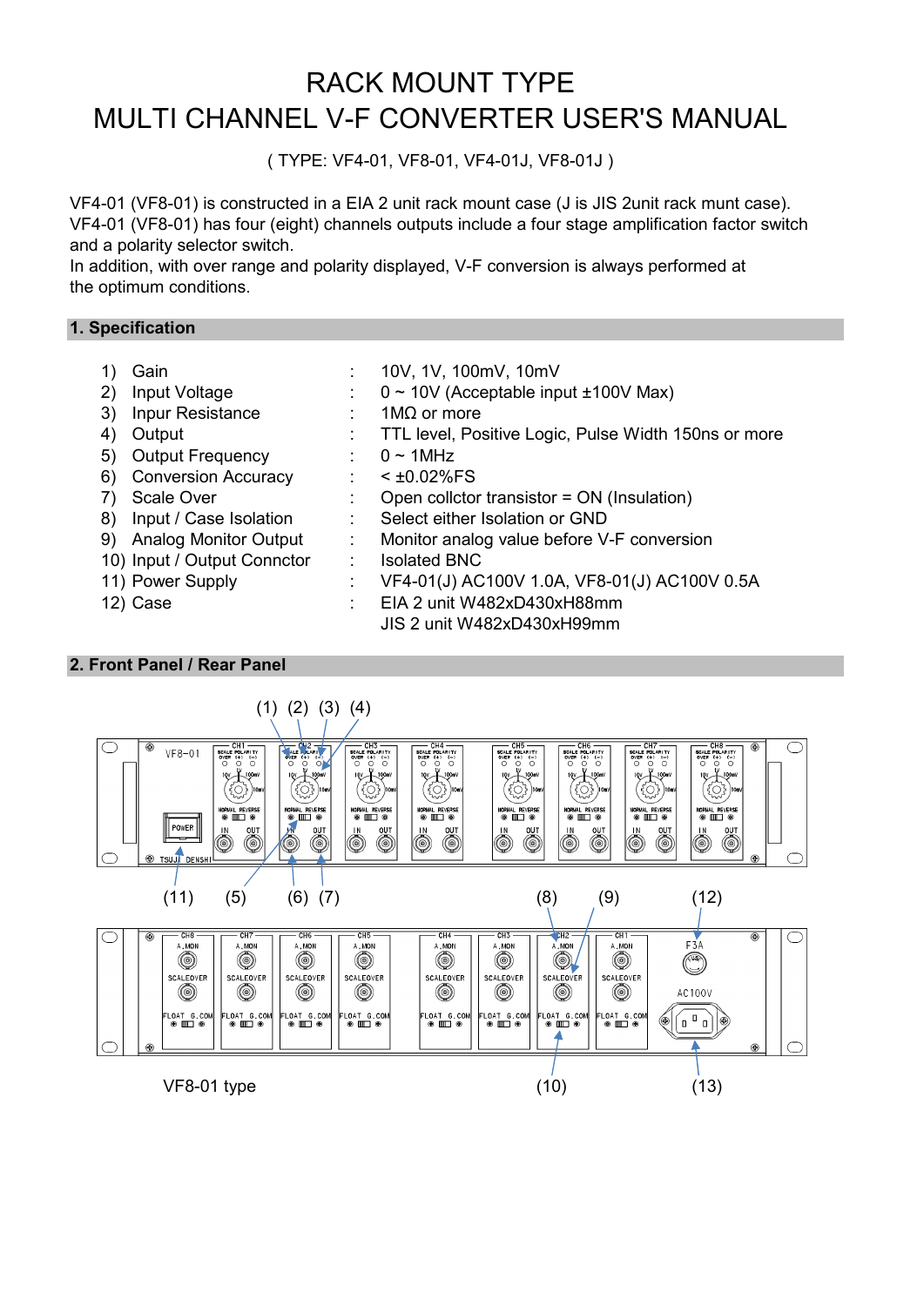# RACK MOUNT TYPE
# MULTI CHANNEL V-F CONVERTER USER'S MANUAL

( TYPE: VF4-01, VF8-01, VF4-01J, VF8-01J )

VF4-01 (VF8-01) is constructed in a EIA 2 unit rack mount case (J is JIS 2unit rack munt case).
VF4-01 (VF8-01) has four (eight) channels outputs include a four stage amplification factor switch and a polarity selector switch.
In addition, with over range and polarity displayed, V-F conversion is always performed at the optimum conditions.

## 1. Specification

| | | | |
|---|---|---|---|
| 1) | Gain | : | 10V, 1V, 100mV, 10mV |
| 2) | Input Voltage | : | 0 ~ 10V (Acceptable input ±100V Max) |
| 3) | Inpur Resistance | : | 1MΩ or more |
| 4) | Output | : | TTL level, Positive Logic, Pulse Width 150ns or more |
| 5) | Output Frequency | : | 0 ~ 1MHz |
| 6) | Conversion Accuracy | : | < ±0.02%FS |
| 7) | Scale Over | : | Open collctor transistor = ON (Insulation) |
| 8) | Input / Case Isolation | : | Select either Isolation or GND |
| 9) | Analog Monitor Output | : | Monitor analog value before V-F conversion |
| 10) | Input / Output Connctor | : | Isolated BNC |
| 11) | Power Supply | : | VF4-01(J) AC100V 1.0A, VF8-01(J) AC100V 0.5A |
| 12) | Case | : | EIA 2 unit W482xD430xH88mm<br>JIS 2 unit W482xD430xH99mm |

## 2. Front Panel / Rear Panel

(1) (2) (3) (4)

(11) (5) (6) (7) (8) (9) (12)

VF8-01 type (10) (13)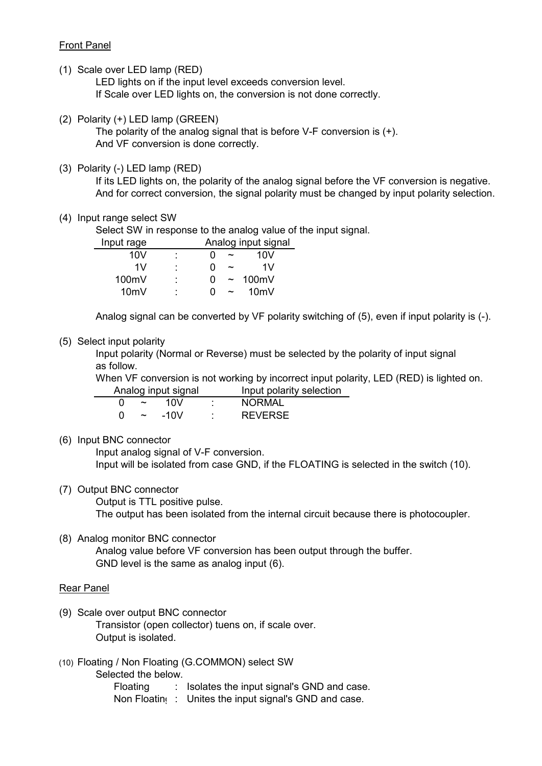Front Panel

(1) Scale over LED lamp (RED)

LED lights on if the input level exceeds conversion level.
If Scale over LED lights on, the conversion is not done correctly.

(2) Polarity (+) LED lamp (GREEN)

The polarity of the analog signal that is before V-F conversion is (+).
And VF conversion is done correctly.

(3) Polarity (-) LED lamp (RED)

If its LED lights on, the polarity of the analog signal before the VF conversion is negative.
And for correct conversion, the signal polarity must be changed by input polarity selection.

(4) Input range select SW

Select SW in response to the analog value of the input signal.

| Input rage | | Analog input signal |
|---|---|---|
| 10V | : | 0 ~ 10V |
| 1V | : | 0 ~ 1V |
| 100mV | : | 0 ~ 100mV |
| 10mV | : | 0 ~ 10mV |

Analog signal can be converted by VF polarity switching of (5), even if input polarity is (-).

(5) Select input polarity

Input polarity (Normal or Reverse) must be selected by the polarity of input signal as follow.
When VF conversion is not working by incorrect input polarity, LED (RED) is lighted on.

| Analog input signal | | Input polarity selection |
|---|---|---|
| 0 ~ 10V | : | NORMAL |
| 0 ~ -10V | : | REVERSE |

(6) Input BNC connector

Input analog signal of V-F conversion.
Input will be isolated from case GND, if the FLOATING is selected in the switch (10).

(7) Output BNC connector

Output is TTL positive pulse.
The output has been isolated from the internal circuit because there is photocoupler.

(8) Analog monitor BNC connector

Analog value before VF conversion has been output through the buffer.
GND level is the same as analog input (6).

Rear Panel

(9) Scale over output BNC connector

Transistor (open collector) tuens on, if scale over.
Output is isolated.

(10) Floating / Non Floating (G.COMMON) select SW

Selected the below.

Floating : Isolates the input signal's GND and case.
Non Floating : Unites the input signal's GND and case.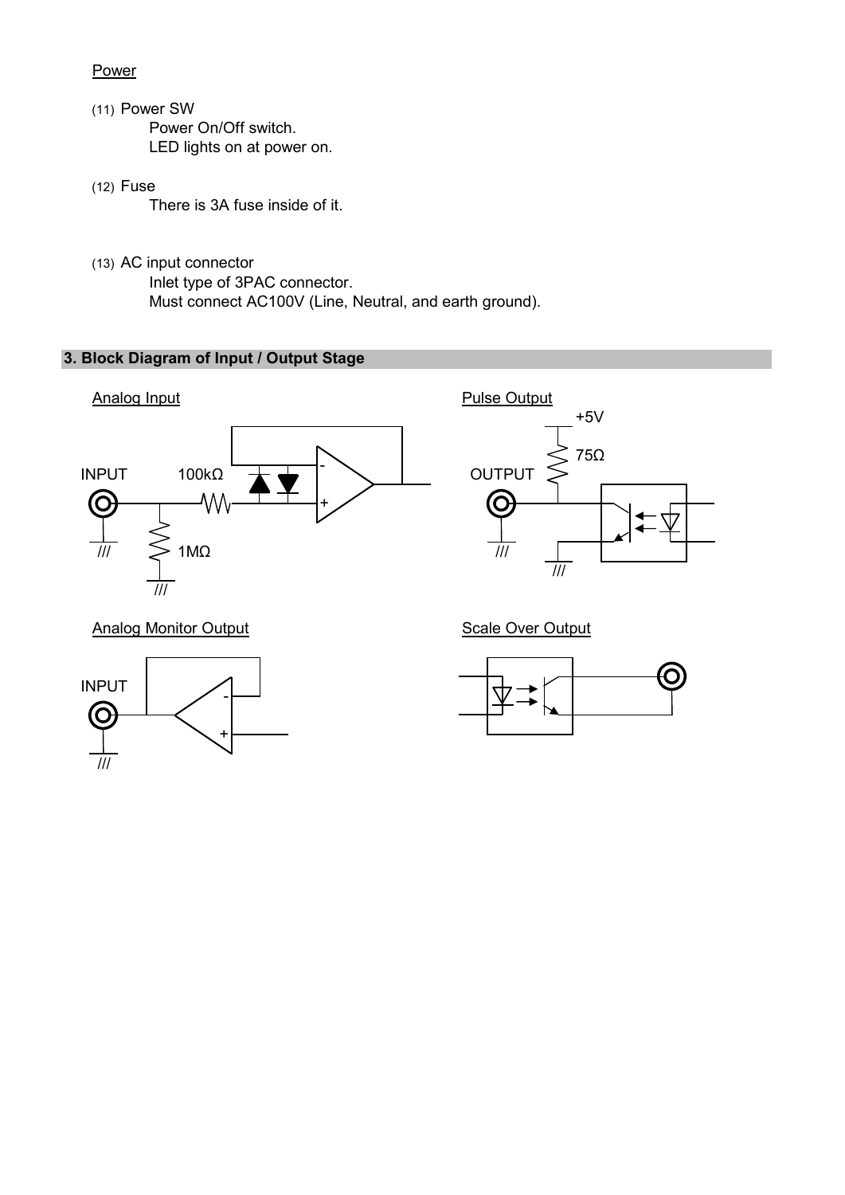Power

(11) Power SW

Power On/Off switch.
LED lights on at power on.

(12) Fuse

There is 3A fuse inside of it.

(13) AC input connector

Inlet type of 3PAC connector.
Must connect AC100V (Line, Neutral, and earth ground).

## 3. Block Diagram of Input / Output Stage

Analog Input

INPUT

100kΩ

1MΩ

Pulse Output

+5V

75Ω

OUTPUT

Analog Monitor Output

INPUT

Scale Over Output